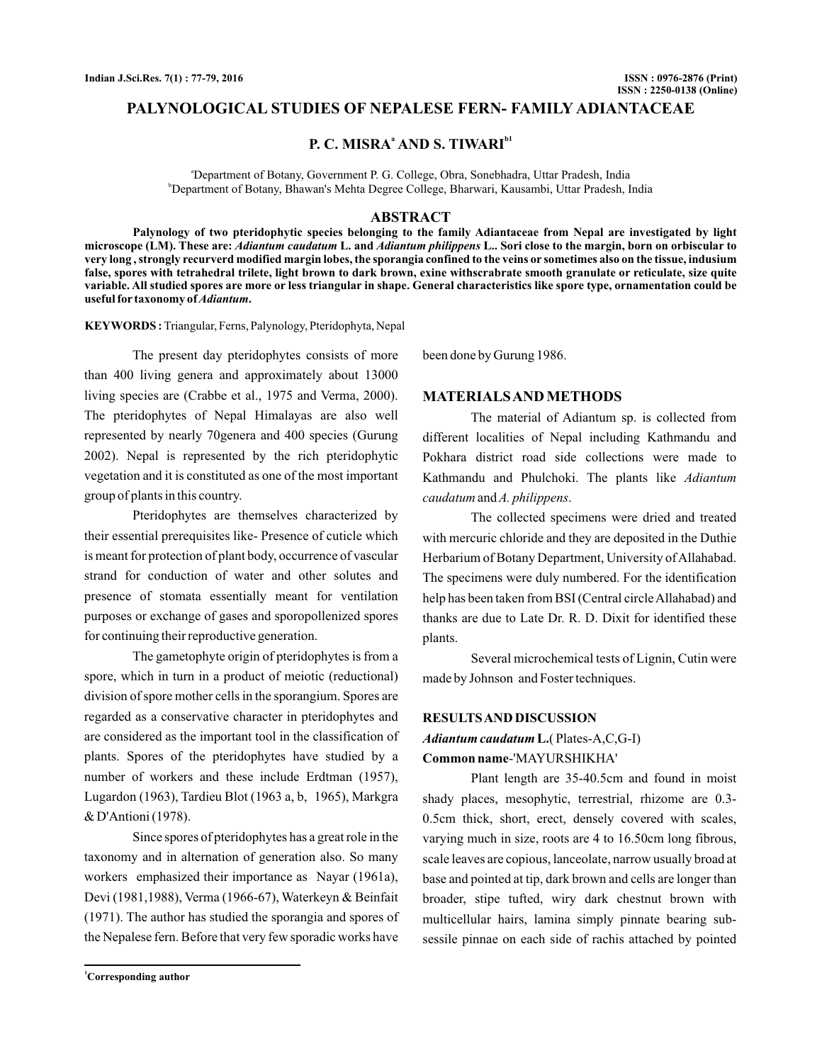# PALYNOLOGICAL STUDIES OF NEPALESE FERN- FAMILY ADIANTACEAE

**P. C. MISRA[a] AND S. TIWARI[b1]**

[a]Department of Botany, Government P. G. College, Obra, Sonebhadra, Uttar Pradesh, India
[b]Department of Botany, Bhawan's Mehta Degree College, Bharwari, Kausambi, Uttar Pradesh, India

## ABSTRACT

**Palynology of two pteridophytic species belonging to the family Adiantaceae from Nepal are investigated by light microscope (LM). These are: *Adiantum caudatum* L. and *Adiantum philippens* L.. Sori close to the margin, born on orbiscular to very long , strongly recurverd modified margin lobes, the sporangia confined to the veins or sometimes also on the tissue, indusium false, spores with tetrahedral trilete, light brown to dark brown, exine withscrabrate smooth granulate or reticulate, size quite variable. All studied spores are more or less triangular in shape. General characteristics like spore type, ornamentation could be useful for taxonomy of *Adiantum*.**

**KEYWORDS :** Triangular, Ferns, Palynology, Pteridophyta, Nepal

The present day pteridophytes consists of more than 400 living genera and approximately about 13000 living species are (Crabbe et al., 1975 and Verma, 2000). The pteridophytes of Nepal Himalayas are also well represented by nearly 70genera and 400 species (Gurung 2002). Nepal is represented by the rich pteridophytic vegetation and it is constituted as one of the most important group of plants in this country.

Pteridophytes are themselves characterized by their essential prerequisites like- Presence of cuticle which is meant for protection of plant body, occurrence of vascular strand for conduction of water and other solutes and presence of stomata essentially meant for ventilation purposes or exchange of gases and sporopollenized spores for continuing their reproductive generation.

The gametophyte origin of pteridophytes is from a spore, which in turn in a product of meiotic (reductional) division of spore mother cells in the sporangium. Spores are regarded as a conservative character in pteridophytes and are considered as the important tool in the classification of plants. Spores of the pteridophytes have studied by a number of workers and these include Erdtman (1957), Lugardon (1963), Tardieu Blot (1963 a, b, 1965), Markgra & D'Antioni (1978).

Since spores of pteridophytes has a great role in the taxonomy and in alternation of generation also. So many workers emphasized their importance as Nayar (1961a), Devi (1981,1988), Verma (1966-67), Waterkeyn & Beinfait (1971). The author has studied the sporangia and spores of the Nepalese fern. Before that very few sporadic works have been done by Gurung 1986.

## MATERIALS AND METHODS

The material of Adiantum sp. is collected from different localities of Nepal including Kathmandu and Pokhara district road side collections were made to Kathmandu and Phulchoki. The plants like *Adiantum caudatum* and *A. philippens*.

The collected specimens were dried and treated with mercuric chloride and they are deposited in the Duthie Herbarium of Botany Department, University of Allahabad. The specimens were duly numbered. For the identification help has been taken from BSI (Central circle Allahabad) and thanks are due to Late Dr. R. D. Dixit for identified these plants.

Several microchemical tests of Lignin, Cutin were made by Johnson and Foster techniques.

## RESULTS AND DISCUSSION

***Adiantum caudatum* L.**( Plates-A,C,G-I)

**Common name**-'MAYURSHIKHA'

Plant length are 35-40.5cm and found in moist shady places, mesophytic, terrestrial, rhizome are 0.3-0.5cm thick, short, erect, densely covered with scales, varying much in size, roots are 4 to 16.50cm long fibrous, scale leaves are copious, lanceolate, narrow usually broad at base and pointed at tip, dark brown and cells are longer than broader, stipe tufted, wiry dark chestnut brown with multicellular hairs, lamina simply pinnate bearing sub-sessile pinnae on each side of rachis attached by pointed

[1]Corresponding author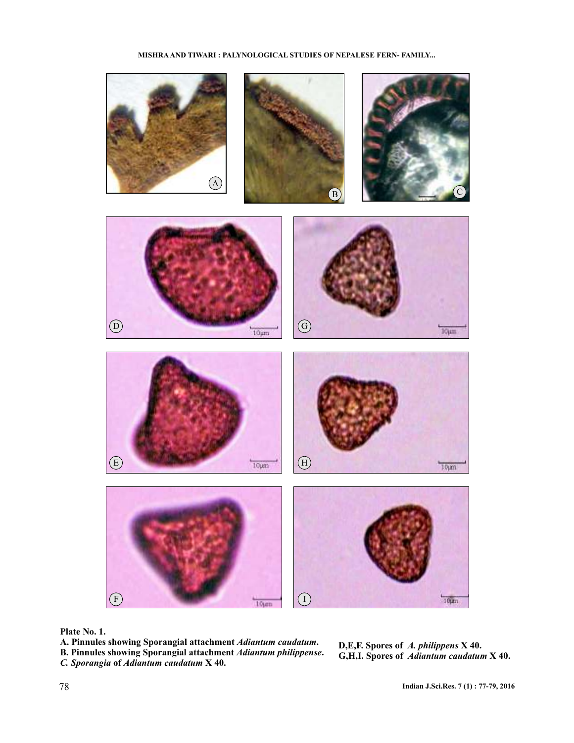**Plate No. 1.**

**A. Pinnules showing Sporangial attachment *Adiantum caudatum*.**
**B. Pinnules showing Sporangial attachment *Adiantum philippense*.**
***C. Sporangia* of *Adiantum caudatum* X 40.**

**D,E,F. Spores of *A. philippens* X 40.**
**G,H,I. Spores of *Adiantum caudatum* X 40.**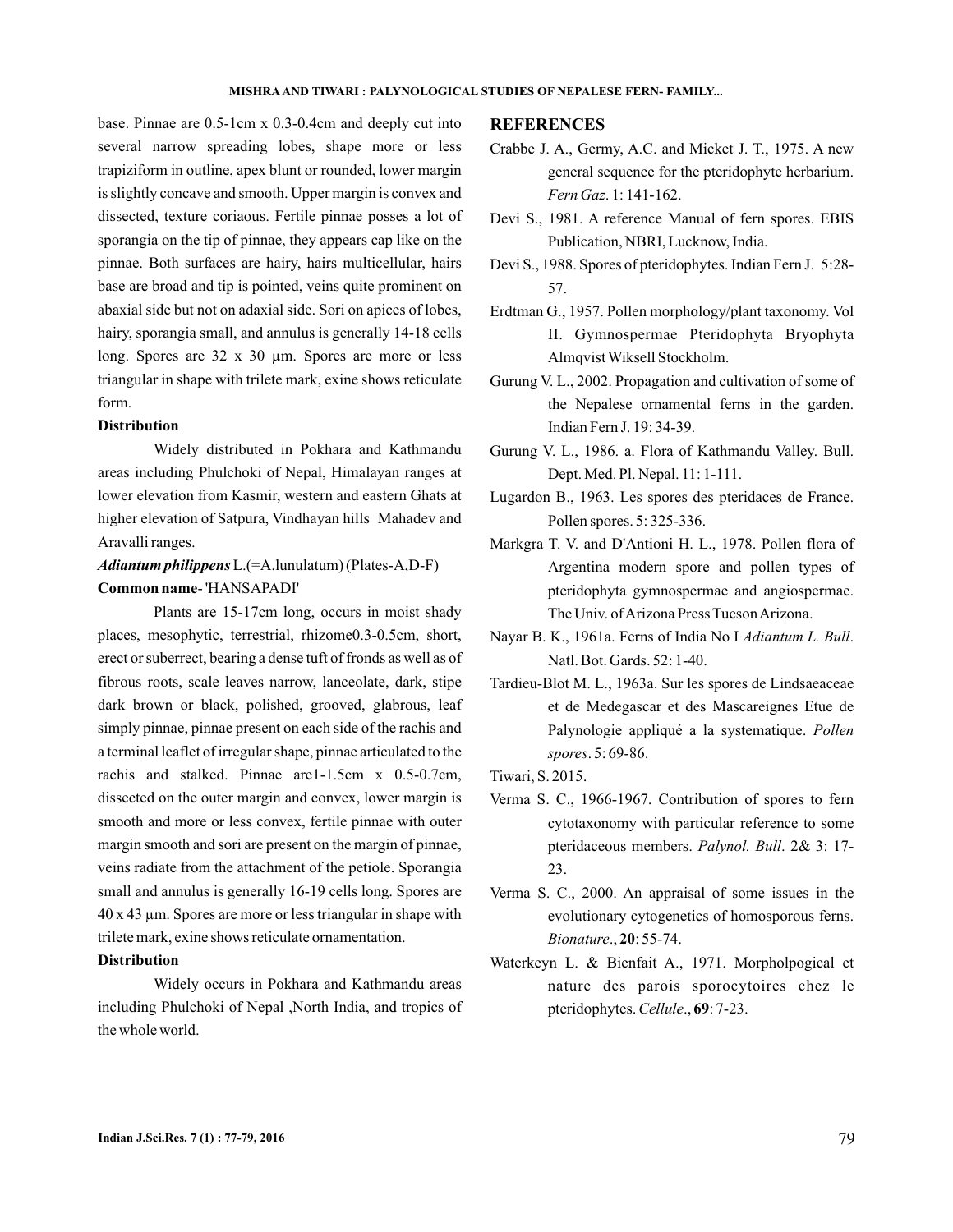base. Pinnae are 0.5-1cm x 0.3-0.4cm and deeply cut into several narrow spreading lobes, shape more or less trapiziform in outline, apex blunt or rounded, lower margin is slightly concave and smooth. Upper margin is convex and dissected, texture coriaous. Fertile pinnae posses a lot of sporangia on the tip of pinnae, they appears cap like on the pinnae. Both surfaces are hairy, hairs multicellular, hairs base are broad and tip is pointed, veins quite prominent on abaxial side but not on adaxial side. Sori on apices of lobes, hairy, sporangia small, and annulus is generally 14-18 cells long. Spores are 32 x 30 µm. Spores are more or less triangular in shape with trilete mark, exine shows reticulate form.

**Distribution**

Widely distributed in Pokhara and Kathmandu areas including Phulchoki of Nepal, Himalayan ranges at lower elevation from Kasmir, western and eastern Ghats at higher elevation of Satpura, Vindhayan hills Mahadev and Aravalli ranges.

***Adiantum philippens*** **L.(=A.lunulatum) (Plates-A,D-F)**

**Common name**- 'HANSAPADI'

Plants are 15-17cm long, occurs in moist shady places, mesophytic, terrestrial, rhizome0.3-0.5cm, short, erect or suberrect, bearing a dense tuft of fronds as well as of fibrous roots, scale leaves narrow, lanceolate, dark, stipe dark brown or black, polished, grooved, glabrous, leaf simply pinnae, pinnae present on each side of the rachis and a terminal leaflet of irregular shape, pinnae articulated to the rachis and stalked. Pinnae are1-1.5cm x 0.5-0.7cm, dissected on the outer margin and convex, lower margin is smooth and more or less convex, fertile pinnae with outer margin smooth and sori are present on the margin of pinnae, veins radiate from the attachment of the petiole. Sporangia small and annulus is generally 16-19 cells long. Spores are 40 x 43 µm. Spores are more or less triangular in shape with trilete mark, exine shows reticulate ornamentation.

**Distribution**

Widely occurs in Pokhara and Kathmandu areas including Phulchoki of Nepal ,North India, and tropics of the whole world.

## REFERENCES

Crabbe J. A., Germy, A.C. and Micket J. T., 1975. A new general sequence for the pteridophyte herbarium. *Fern Gaz*. 1: 141-162.

Devi S., 1981. A reference Manual of fern spores. EBIS Publication, NBRI, Lucknow, India.

Devi S., 1988. Spores of pteridophytes. Indian Fern J. 5:28-57.

Erdtman G., 1957. Pollen morphology/plant taxonomy. Vol II. Gymnospermae Pteridophyta Bryophyta Almqvist Wiksell Stockholm.

Gurung V. L., 2002. Propagation and cultivation of some of the Nepalese ornamental ferns in the garden. Indian Fern J. 19: 34-39.

Gurung V. L., 1986. a. Flora of Kathmandu Valley. Bull. Dept. Med. Pl. Nepal. 11: 1-111.

Lugardon B., 1963. Les spores des pteridaces de France. Pollen spores. 5: 325-336.

Markgra T. V. and D'Antioni H. L., 1978. Pollen flora of Argentina modern spore and pollen types of pteridophyta gymnospermae and angiospermae. The Univ. of Arizona Press Tucson Arizona.

Nayar B. K., 1961a. Ferns of India No I *Adiantum L. Bull*. Natl. Bot. Gards. 52: 1-40.

Tardieu-Blot M. L., 1963a. Sur les spores de Lindsaeaceae et de Medegascar et des Mascareignes Etue de Palynologie appliqué a la systematique. *Pollen spores*. 5: 69-86.

Tiwari, S. 2015.

Verma S. C., 1966-1967. Contribution of spores to fern cytotaxonomy with particular reference to some pteridaceous members. *Palynol. Bull*. 2& 3: 17-23.

Verma S. C., 2000. An appraisal of some issues in the evolutionary cytogenetics of homosporous ferns. *Bionature*., **20**: 55-74.

Waterkeyn L. & Bienfait A., 1971. Morpholpogical et nature des parois sporocytoires chez le pteridophytes. *Cellule*., **69**: 7-23.